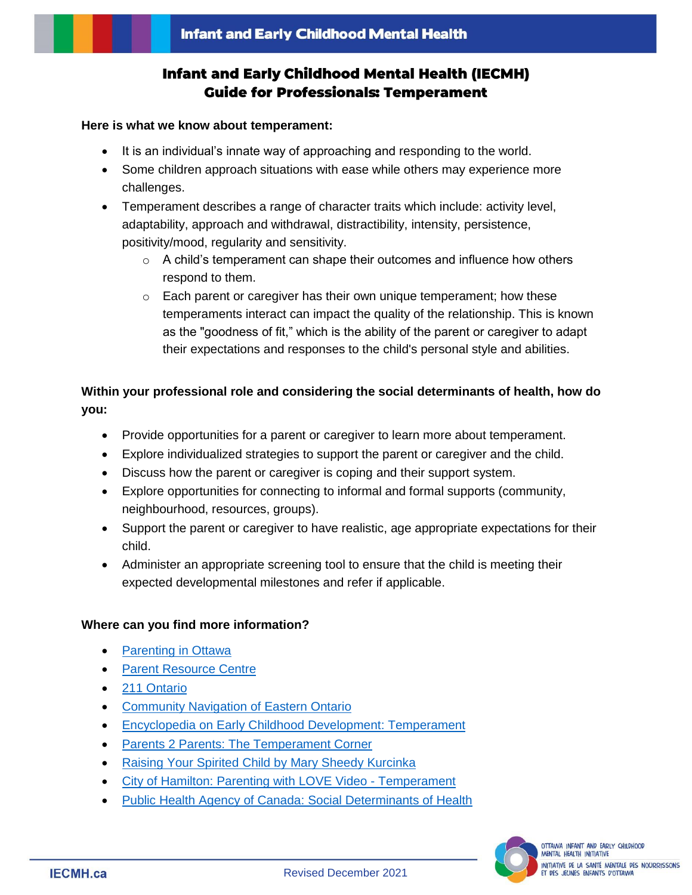# Infant and Early Childhood Mental Health (IECMH) Guide for Professionals: Temperament

**Here is what we know about temperament:**

- It is an individual's innate way of approaching and responding to the world.
- Some children approach situations with ease while others may experience more challenges.
- Temperament describes a range of character traits which include: activity level, adaptability, approach and withdrawal, distractibility, intensity, persistence, positivity/mood, regularity and sensitivity.
  - A child's temperament can shape their outcomes and influence how others respond to them.
  - Each parent or caregiver has their own unique temperament; how these temperaments interact can impact the quality of the relationship. This is known as the "goodness of fit," which is the ability of the parent or caregiver to adapt their expectations and responses to the child's personal style and abilities.

**Within your professional role and considering the social determinants of health, how do you:**

- Provide opportunities for a parent or caregiver to learn more about temperament.
- Explore individualized strategies to support the parent or caregiver and the child.
- Discuss how the parent or caregiver is coping and their support system.
- Explore opportunities for connecting to informal and formal supports (community, neighbourhood, resources, groups).
- Support the parent or caregiver to have realistic, age appropriate expectations for their child.
- Administer an appropriate screening tool to ensure that the child is meeting their expected developmental milestones and refer if applicable.

**Where can you find more information?**

- Parenting in Ottawa
- Parent Resource Centre
- 211 Ontario
- Community Navigation of Eastern Ontario
- Encyclopedia on Early Childhood Development: Temperament
- Parents 2 Parents: The Temperament Corner
- Raising Your Spirited Child by Mary Sheedy Kurcinka
- City of Hamilton: Parenting with LOVE Video - Temperament
- Public Health Agency of Canada: Social Determinants of Health

IECMH.ca

Revised December 2021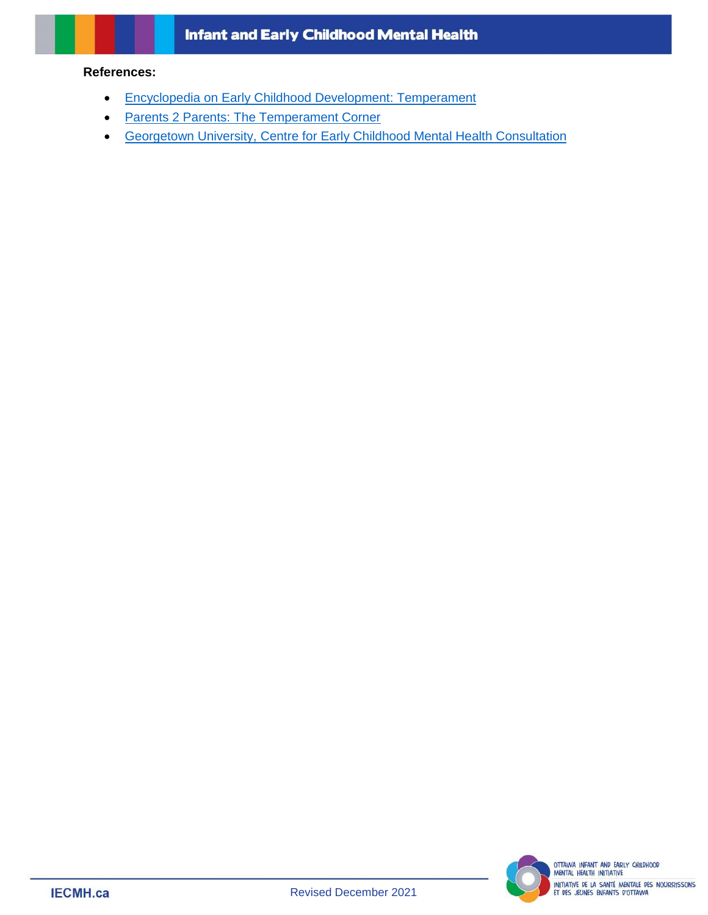**References:**

- Encyclopedia on Early Childhood Development: Temperament
- Parents 2 Parents: The Temperament Corner
- Georgetown University, Centre for Early Childhood Mental Health Consultation